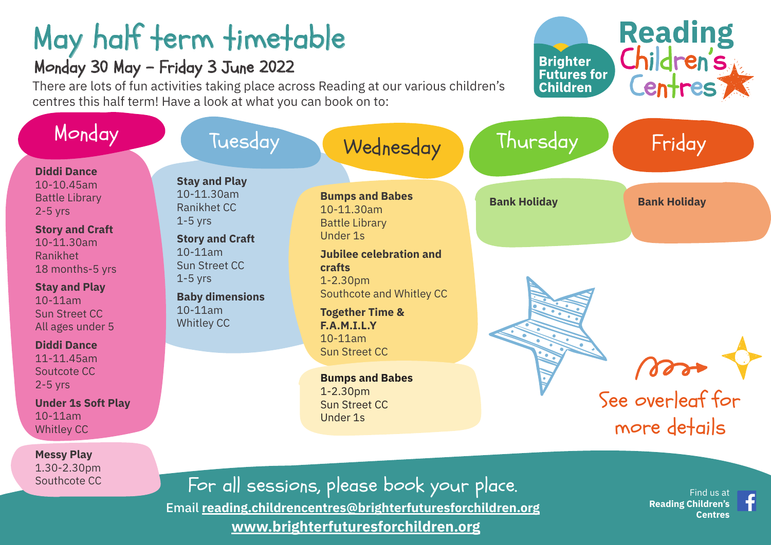# May half term timetable

## Monday 30 May – Friday 3 June 2022

There are lots of fun activities taking place across Reading at our various children's centres this half term! Have a look at what you can book on to:

Brighter Futures for Children

Reading Children's Centres

## Monday

**Diddi Dance**
10-10.45am
Battle Library
2-5 yrs

**Story and Craft**
10-11.30am
Ranikhet
18 months-5 yrs

**Stay and Play**
10-11am
Sun Street CC
All ages under 5

**Diddi Dance**
11-11.45am
Soutcote CC
2-5 yrs

**Under 1s Soft Play**
10-11am
Whitley CC

**Messy Play**
1.30-2.30pm
Southcote CC

## Tuesday

**Stay and Play**
10-11.30am
Ranikhet CC
1-5 yrs

**Story and Craft**
10-11am
Sun Street CC
1-5 yrs

**Baby dimensions**
10-11am
Whitley CC

## Wednesday

**Bumps and Babes**
10-11.30am
Battle Library
Under 1s

**Jubilee celebration and crafts**
1-2.30pm
Southcote and Whitley CC

**Together Time & F.A.M.I.L.Y**
10-11am
Sun Street CC

**Bumps and Babes**
1-2.30pm
Sun Street CC
Under 1s

## Thursday

**Bank Holiday**

## Friday

**Bank Holiday**

See overleaf for more details

For all sessions, please book your place.

Email **reading.childrencentres@brighterfuturesforchildren.org**

**www.brighterfuturesforchildren.org**

Find us at **Reading Children's Centres**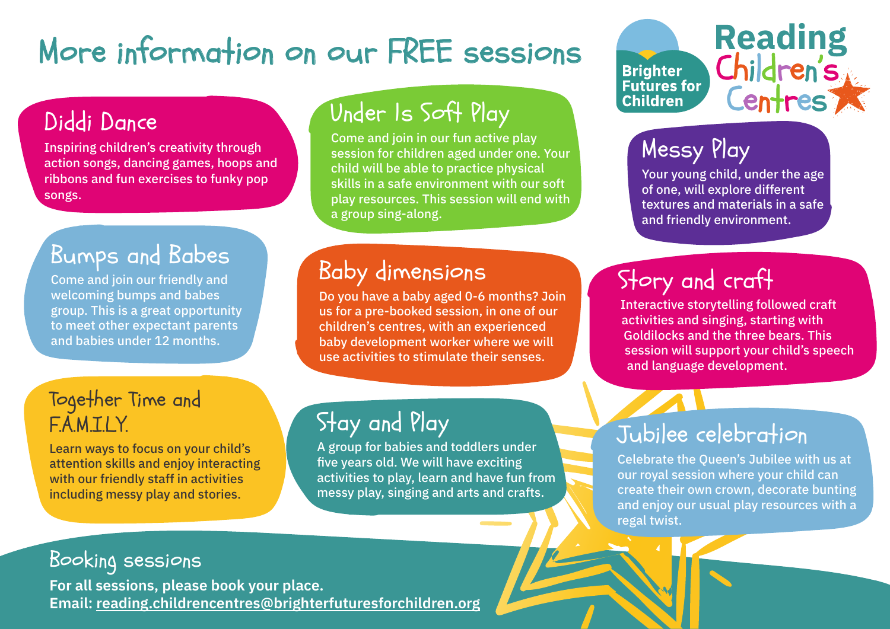# More information on our FREE sessions

Brighter Futures for Children

Reading Children's Centres

## Diddi Dance

Inspiring children's creativity through action songs, dancing games, hoops and ribbons and fun exercises to funky pop songs.

## Under 1s Soft Play

Come and join in our fun active play session for children aged under one. Your child will be able to practice physical skills in a safe environment with our soft play resources. This session will end with a group sing-along.

## Messy Play

Your young child, under the age of one, will explore different textures and materials in a safe and friendly environment.

## Bumps and Babes

Come and join our friendly and welcoming bumps and babes group. This is a great opportunity to meet other expectant parents and babies under 12 months.

## Baby dimensions

Do you have a baby aged 0-6 months? Join us for a pre-booked session, in one of our children's centres, with an experienced baby development worker where we will use activities to stimulate their senses.

## Story and craft

Interactive storytelling followed craft activities and singing, starting with Goldilocks and the three bears. This session will support your child's speech and language development.

## Together Time and F.A.M.I.L.Y.

Learn ways to focus on your child's attention skills and enjoy interacting with our friendly staff in activities including messy play and stories.

## Stay and Play

A group for babies and toddlers under five years old. We will have exciting activities to play, learn and have fun from messy play, singing and arts and crafts.

## Jubilee celebration

Celebrate the Queen's Jubilee with us at our royal session where your child can create their own crown, decorate bunting and enjoy our usual play resources with a regal twist.

## Booking sessions

**For all sessions, please book your place.**

**Email: reading.childrencentres@brighterfuturesforchildren.org**